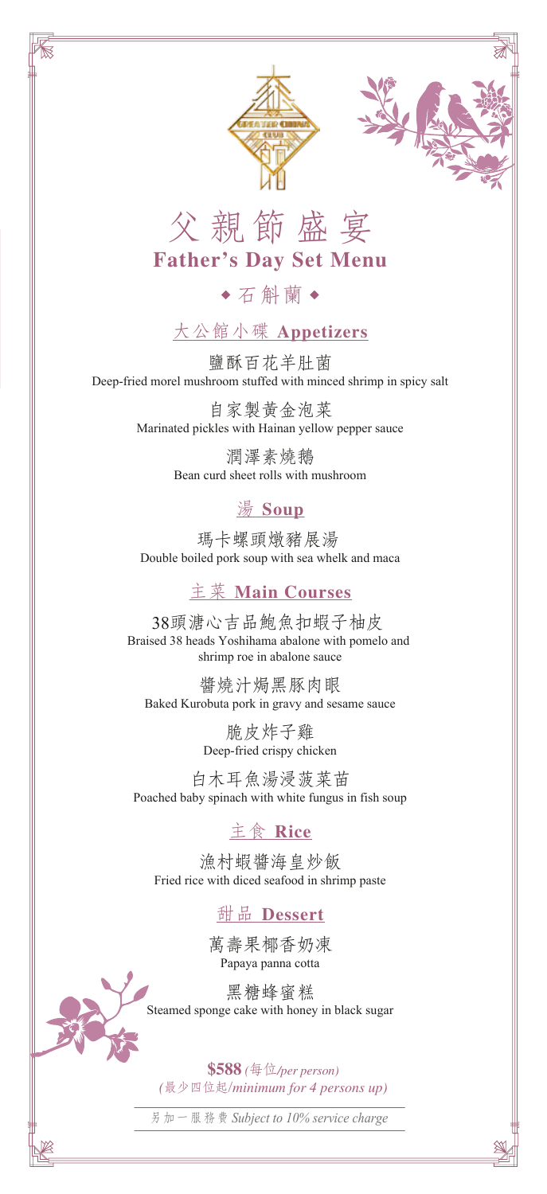# 父親節盛宴
# Father's Day Set Menu

◆ 石斛蘭 ◆

## 大公館小碟 Appetizers

鹽酥百花羊肚菌
Deep-fried morel mushroom stuffed with minced shrimp in spicy salt

自家製黃金泡菜
Marinated pickles with Hainan yellow pepper sauce

潤澤素燒鵝
Bean curd sheet rolls with mushroom

## 湯 Soup

瑪卡螺頭燉豬展湯
Double boiled pork soup with sea whelk and maca

## 主菜 Main Courses

38頭溏心吉品鮑魚扣蝦子柚皮
Braised 38 heads Yoshihama abalone with pomelo and shrimp roe in abalone sauce

醬燒汁焗黑豚肉眼
Baked Kurobuta pork in gravy and sesame sauce

脆皮炸子雞
Deep-fried crispy chicken

白木耳魚湯浸菠菜苗
Poached baby spinach with white fungus in fish soup

## 主食 Rice

漁村蝦醬海皇炒飯
Fried rice with diced seafood in shrimp paste

## 甜品 Dessert

萬壽果椰香奶凍
Papaya panna cotta

黑糖蜂蜜糕
Steamed sponge cake with honey in black sugar

**$588** *(每位/per person)*
*(最少四位起/minimum for 4 persons up)*

另加一服務費 *Subject to 10% service charge*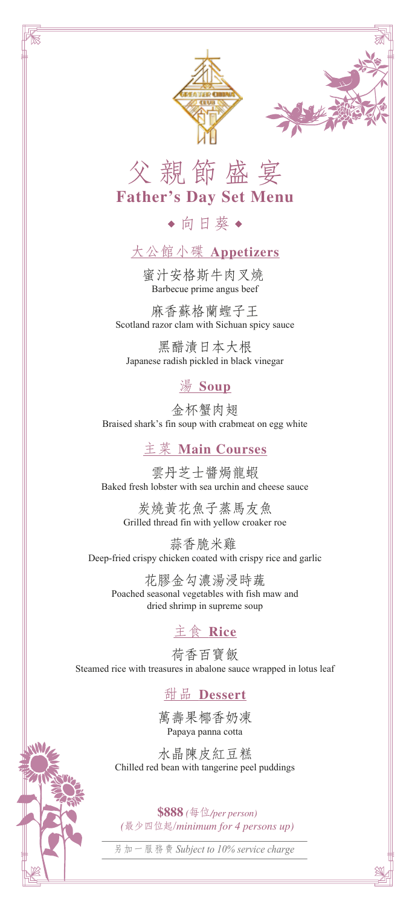# 父親節盛宴
# Father's Day Set Menu

◆ 向日葵 ◆

## 大公館小碟 Appetizers

蜜汁安格斯牛肉叉燒
Barbecue prime angus beef

麻香蘇格蘭蟶子王
Scotland razor clam with Sichuan spicy sauce

黑醋漬日本大根
Japanese radish pickled in black vinegar

## 湯 Soup

金杯蟹肉翅
Braised shark's fin soup with crabmeat on egg white

## 主菜 Main Courses

雲丹芝士醬焗龍蝦
Baked fresh lobster with sea urchin and cheese sauce

炭燒黃花魚子蒸馬友魚
Grilled thread fin with yellow croaker roe

蒜香脆米雞
Deep-fried crispy chicken coated with crispy rice and garlic

花膠金勾濃湯浸時蔬
Poached seasonal vegetables with fish maw and dried shrimp in supreme soup

## 主食 Rice

荷香百寶飯
Steamed rice with treasures in abalone sauce wrapped in lotus leaf

## 甜品 Dessert

萬壽果椰香奶凍
Papaya panna cotta

水晶陳皮紅豆糕
Chilled red bean with tangerine peel puddings

**$888** *(每位/per person)*
*(最少四位起/minimum for 4 persons up)*

另加一服務費 *Subject to 10% service charge*